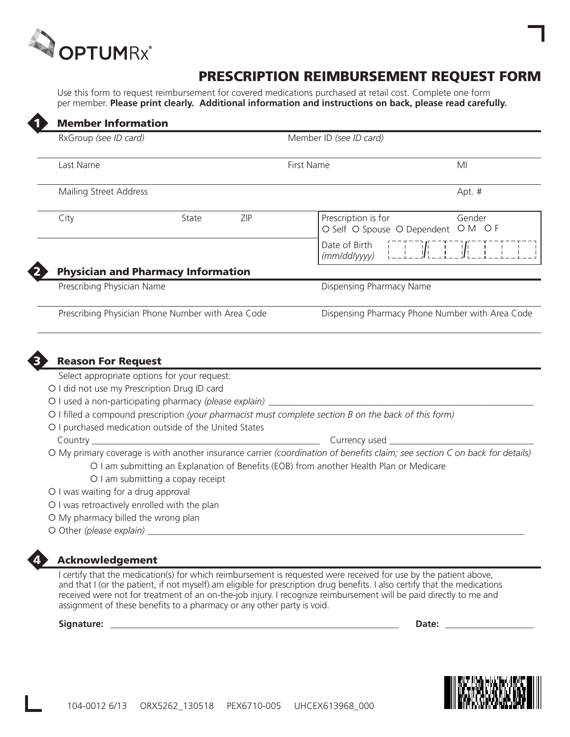OPTUMRx®

# PRESCRIPTION REIMBURSEMENT REQUEST FORM

Use this form to request reimbursement for covered medications purchased at retail cost. Complete one form per member. **Please print clearly. Additional information and instructions on back, please read carefully.**

## 1 Member Information

RxGroup *(see ID card)*

Member ID *(see ID card)*

Last Name

First Name

MI

Mailing Street Address

Apt. #

City

State

ZIP

Prescription is for
O Self O Spouse O Dependent

Gender
O M O F

Date of Birth *(mm/dd/yyyy)* __ __ / __ __ / __ __ __ __

## 2 Physician and Pharmacy Information

Prescribing Physician Name

Dispensing Pharmacy Name

Prescribing Physician Phone Number with Area Code

Dispensing Pharmacy Phone Number with Area Code

## 3 Reason For Request

Select appropriate options for your request:

- O I did not use my Prescription Drug ID card
- O I used a non-participating pharmacy *(please explain)* ____________________
- O I filled a compound prescription *(your pharmacist must complete section B on the back of this form)*
- O I purchased medication outside of the United States
  Country ____________________ Currency used ____________________
- O My primary coverage is with another insurance carrier *(coordination of benefits claim; see section C on back for details)*
  - O I am submitting an Explanation of Benefits (EOB) from another Health Plan or Medicare
  - O I am submitting a copay receipt
- O I was waiting for a drug approval
- O I was retroactively enrolled with the plan
- O My pharmacy billed the wrong plan
- O Other *(please explain)* ____________________

## 4 Acknowledgement

I certify that the medication(s) for which reimbursement is requested were received for use by the patient above, and that I (or the patient, if not myself) am eligible for prescription drug benefits. I also certify that the medications received were not for treatment of an on-the-job injury. I recognize reimbursement will be paid directly to me and assignment of these benefits to a pharmacy or any other party is void.

**Signature:** ____________________ **Date:** ____________________

104-0012 6/13 ORX5262_130518 PEX6710-005 UHCEX613968_000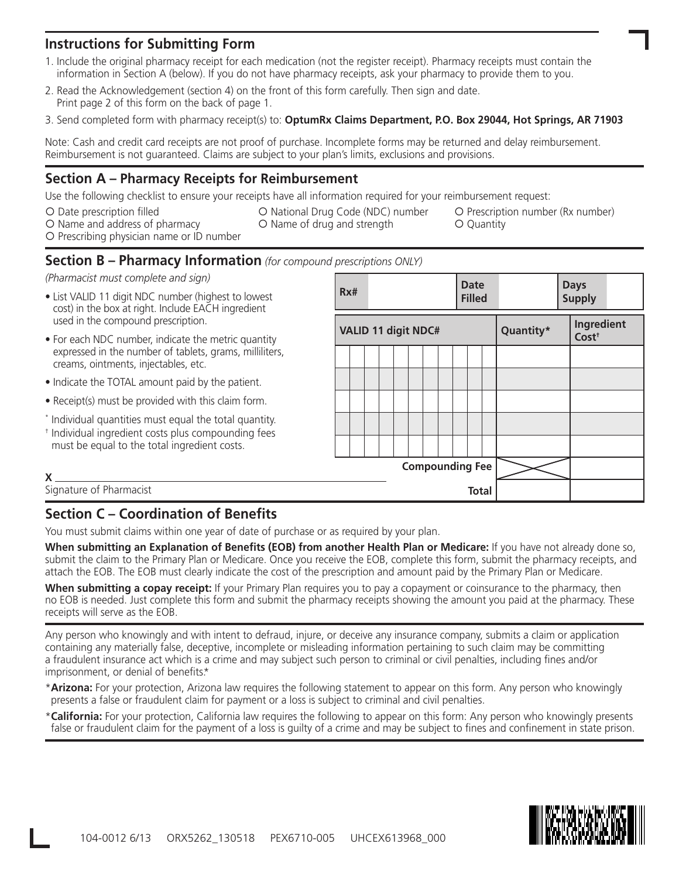## Instructions for Submitting Form

1. Include the original pharmacy receipt for each medication (not the register receipt). Pharmacy receipts must contain the information in Section A (below). If you do not have pharmacy receipts, ask your pharmacy to provide them to you.
2. Read the Acknowledgement (section 4) on the front of this form carefully. Then sign and date. Print page 2 of this form on the back of page 1.
3. Send completed form with pharmacy receipt(s) to: **OptumRx Claims Department, P.O. Box 29044, Hot Springs, AR 71903**

Note: Cash and credit card receipts are not proof of purchase. Incomplete forms may be returned and delay reimbursement. Reimbursement is not guaranteed. Claims are subject to your plan's limits, exclusions and provisions.

## Section A – Pharmacy Receipts for Reimbursement

Use the following checklist to ensure your receipts have all information required for your reimbursement request:

- ○ Date prescription filled
- ○ Name and address of pharmacy
- ○ Prescribing physician name or ID number
- ○ National Drug Code (NDC) number
- ○ Name of drug and strength
- ○ Prescription number (Rx number)
- ○ Quantity

## Section B – Pharmacy Information *(for compound prescriptions ONLY)*

*(Pharmacist must complete and sign)*

- List VALID 11 digit NDC number (highest to lowest cost) in the box at right. Include EACH ingredient used in the compound prescription.
- For each NDC number, indicate the metric quantity expressed in the number of tablets, grams, milliliters, creams, ointments, injectables, etc.
- Indicate the TOTAL amount paid by the patient.
- Receipt(s) must be provided with this claim form.

\* Individual quantities must equal the total quantity.
† Individual ingredient costs plus compounding fees must be equal to the total ingredient costs.

| Rx# | | Date Filled | | Days Supply | |
|---|---|---|---|---|---|

| VALID 11 digit NDC# | Quantity* | Ingredient Cost† |
|---|---|---|
| | | |
| | | |
| | | |
| | | |
| | | |
| Compounding Fee | | |
| Total | | |

X ______________________________
Signature of Pharmacist

## Section C – Coordination of Benefits

You must submit claims within one year of date of purchase or as required by your plan.

**When submitting an Explanation of Benefits (EOB) from another Health Plan or Medicare:** If you have not already done so, submit the claim to the Primary Plan or Medicare. Once you receive the EOB, complete this form, submit the pharmacy receipts, and attach the EOB. The EOB must clearly indicate the cost of the prescription and amount paid by the Primary Plan or Medicare.

**When submitting a copay receipt:** If your Primary Plan requires you to pay a copayment or coinsurance to the pharmacy, then no EOB is needed. Just complete this form and submit the pharmacy receipts showing the amount you paid at the pharmacy. These receipts will serve as the EOB.

Any person who knowingly and with intent to defraud, injure, or deceive any insurance company, submits a claim or application containing any materially false, deceptive, incomplete or misleading information pertaining to such claim may be committing a fraudulent insurance act which is a crime and may subject such person to criminal or civil penalties, including fines and/or imprisonment, or denial of benefits.*

\***Arizona:** For your protection, Arizona law requires the following statement to appear on this form. Any person who knowingly presents a false or fraudulent claim for payment or a loss is subject to criminal and civil penalties.

\***California:** For your protection, California law requires the following to appear on this form: Any person who knowingly presents false or fraudulent claim for the payment of a loss is guilty of a crime and may be subject to fines and confinement in state prison.

104-0012 6/13 ORX5262_130518 PEX6710-005 UHCEX613968_000